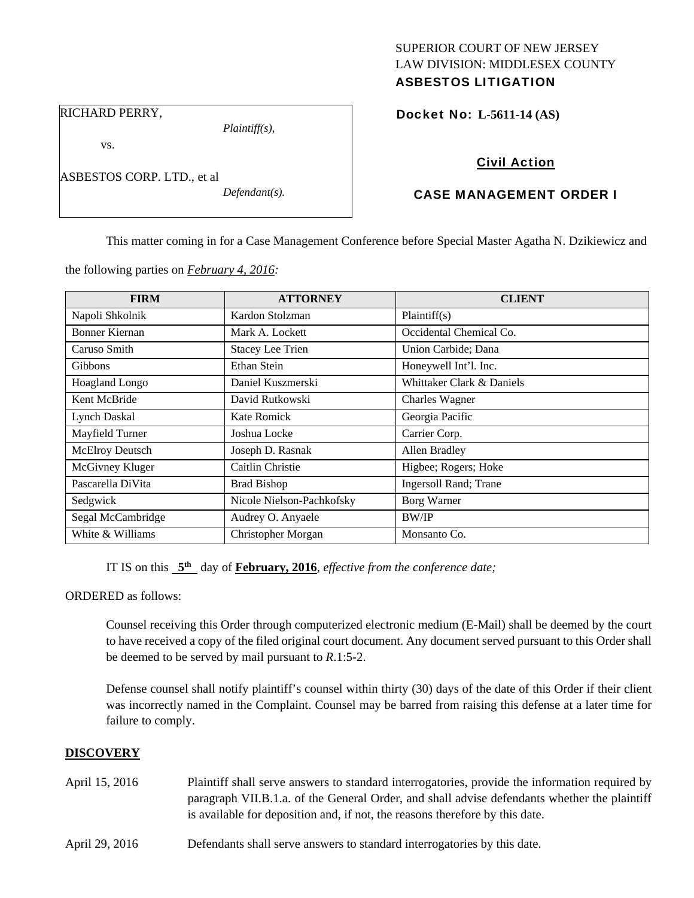SUPERIOR COURT OF NEW JERSEY
LAW DIVISION: MIDDLESEX COUNTY
**ASBESTOS LITIGATION**

RICHARD PERRY,
*Plaintiff(s),*
vs.
ASBESTOS CORP. LTD., et al
*Defendant(s).*

**Docket No: L-5611-14 (AS)**

**Civil Action**

**CASE MANAGEMENT ORDER I**

This matter coming in for a Case Management Conference before Special Master Agatha N. Dzikiewicz and the following parties on ***February 4, 2016***:

| FIRM | ATTORNEY | CLIENT |
|---|---|---|
| Napoli Shkolnik | Kardon Stolzman | Plaintiff(s) |
| Bonner Kiernan | Mark A. Lockett | Occidental Chemical Co. |
| Caruso Smith | Stacey Lee Trien | Union Carbide; Dana |
| Gibbons | Ethan Stein | Honeywell Int'l. Inc. |
| Hoagland Longo | Daniel Kuszmerski | Whittaker Clark & Daniels |
| Kent McBride | David Rutkowski | Charles Wagner |
| Lynch Daskal | Kate Romick | Georgia Pacific |
| Mayfield Turner | Joshua Locke | Carrier Corp. |
| McElroy Deutsch | Joseph D. Rasnak | Allen Bradley |
| McGivney Kluger | Caitlin Christie | Higbee; Rogers; Hoke |
| Pascarella DiVita | Brad Bishop | Ingersoll Rand; Trane |
| Sedgwick | Nicole Nielson-Pachkofsky | Borg Warner |
| Segal McCambridge | Audrey O. Anyaele | BW/IP |
| White & Williams | Christopher Morgan | Monsanto Co. |

IT IS on this **5th** day of **February, 2016**, *effective from the conference date;*

ORDERED as follows:

Counsel receiving this Order through computerized electronic medium (E-Mail) shall be deemed by the court to have received a copy of the filed original court document. Any document served pursuant to this Order shall be deemed to be served by mail pursuant to *R*.1:5-2.

Defense counsel shall notify plaintiff's counsel within thirty (30) days of the date of this Order if their client was incorrectly named in the Complaint. Counsel may be barred from raising this defense at a later time for failure to comply.

## DISCOVERY

April 15, 2016 — Plaintiff shall serve answers to standard interrogatories, provide the information required by paragraph VII.B.1.a. of the General Order, and shall advise defendants whether the plaintiff is available for deposition and, if not, the reasons therefore by this date.

April 29, 2016 — Defendants shall serve answers to standard interrogatories by this date.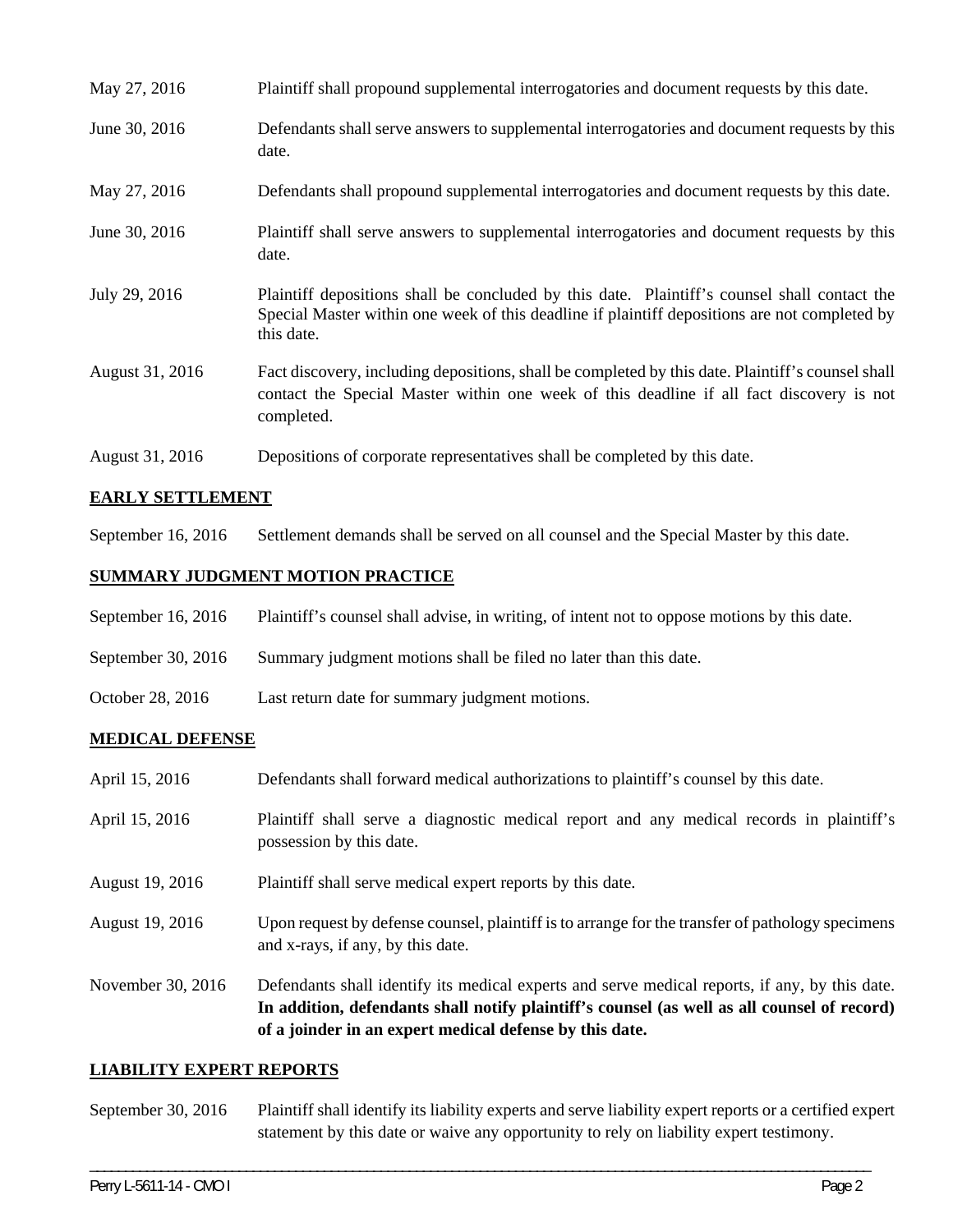| | |
|---|---|
| May 27, 2016 | Plaintiff shall propound supplemental interrogatories and document requests by this date. |
| June 30, 2016 | Defendants shall serve answers to supplemental interrogatories and document requests by this date. |
| May 27, 2016 | Defendants shall propound supplemental interrogatories and document requests by this date. |
| June 30, 2016 | Plaintiff shall serve answers to supplemental interrogatories and document requests by this date. |
| July 29, 2016 | Plaintiff depositions shall be concluded by this date. Plaintiff's counsel shall contact the Special Master within one week of this deadline if plaintiff depositions are not completed by this date. |
| August 31, 2016 | Fact discovery, including depositions, shall be completed by this date. Plaintiff's counsel shall contact the Special Master within one week of this deadline if all fact discovery is not completed. |
| August 31, 2016 | Depositions of corporate representatives shall be completed by this date. |

## EARLY SETTLEMENT

| | |
|---|---|
| September 16, 2016 | Settlement demands shall be served on all counsel and the Special Master by this date. |

## SUMMARY JUDGMENT MOTION PRACTICE

| | |
|---|---|
| September 16, 2016 | Plaintiff's counsel shall advise, in writing, of intent not to oppose motions by this date. |
| September 30, 2016 | Summary judgment motions shall be filed no later than this date. |
| October 28, 2016 | Last return date for summary judgment motions. |

## MEDICAL DEFENSE

| | |
|---|---|
| April 15, 2016 | Defendants shall forward medical authorizations to plaintiff's counsel by this date. |
| April 15, 2016 | Plaintiff shall serve a diagnostic medical report and any medical records in plaintiff's possession by this date. |
| August 19, 2016 | Plaintiff shall serve medical expert reports by this date. |
| August 19, 2016 | Upon request by defense counsel, plaintiff is to arrange for the transfer of pathology specimens and x-rays, if any, by this date. |
| November 30, 2016 | Defendants shall identify its medical experts and serve medical reports, if any, by this date. **In addition, defendants shall notify plaintiff's counsel (as well as all counsel of record) of a joinder in an expert medical defense by this date.** |

## LIABILITY EXPERT REPORTS

| | |
|---|---|
| September 30, 2016 | Plaintiff shall identify its liability experts and serve liability expert reports or a certified expert statement by this date or waive any opportunity to rely on liability expert testimony. |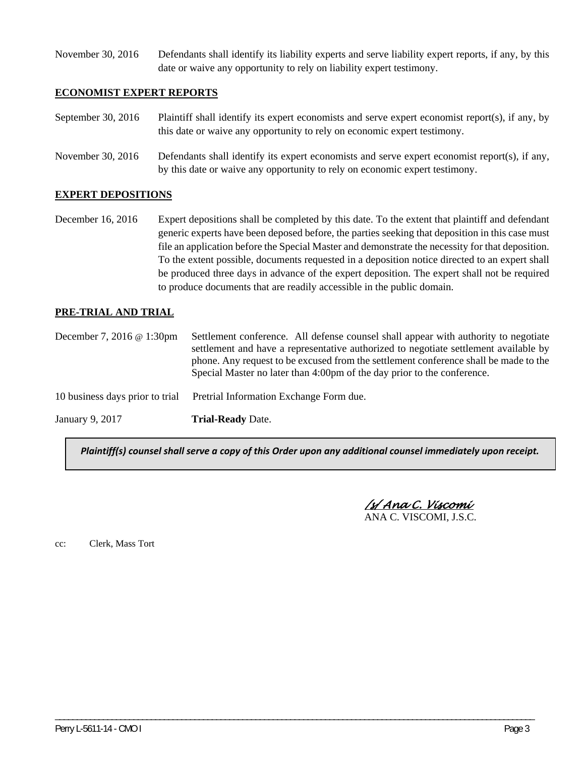| | |
|---|---|
| November 30, 2016 | Defendants shall identify its liability experts and serve liability expert reports, if any, by this date or waive any opportunity to rely on liability expert testimony. |

## ECONOMIST EXPERT REPORTS

| | |
|---|---|
| September 30, 2016 | Plaintiff shall identify its expert economists and serve expert economist report(s), if any, by this date or waive any opportunity to rely on economic expert testimony. |
| November 30, 2016 | Defendants shall identify its expert economists and serve expert economist report(s), if any, by this date or waive any opportunity to rely on economic expert testimony. |

## EXPERT DEPOSITIONS

| | |
|---|---|
| December 16, 2016 | Expert depositions shall be completed by this date. To the extent that plaintiff and defendant generic experts have been deposed before, the parties seeking that deposition in this case must file an application before the Special Master and demonstrate the necessity for that deposition. To the extent possible, documents requested in a deposition notice directed to an expert shall be produced three days in advance of the expert deposition. The expert shall not be required to produce documents that are readily accessible in the public domain. |

## PRE-TRIAL AND TRIAL

| | |
|---|---|
| December 7, 2016 @ 1:30pm | Settlement conference. All defense counsel shall appear with authority to negotiate settlement and have a representative authorized to negotiate settlement available by phone. Any request to be excused from the settlement conference shall be made to the Special Master no later than 4:00pm of the day prior to the conference. |
| 10 business days prior to trial | Pretrial Information Exchange Form due. |
| January 9, 2017 | **Trial-Ready** Date. |

***Plaintiff(s) counsel shall serve a copy of this Order upon any additional counsel immediately upon receipt.***

*/s/ Ana C. Viscomi*
ANA C. VISCOMI, J.S.C.

cc: Clerk, Mass Tort

Perry L-5611-14 - CMO I